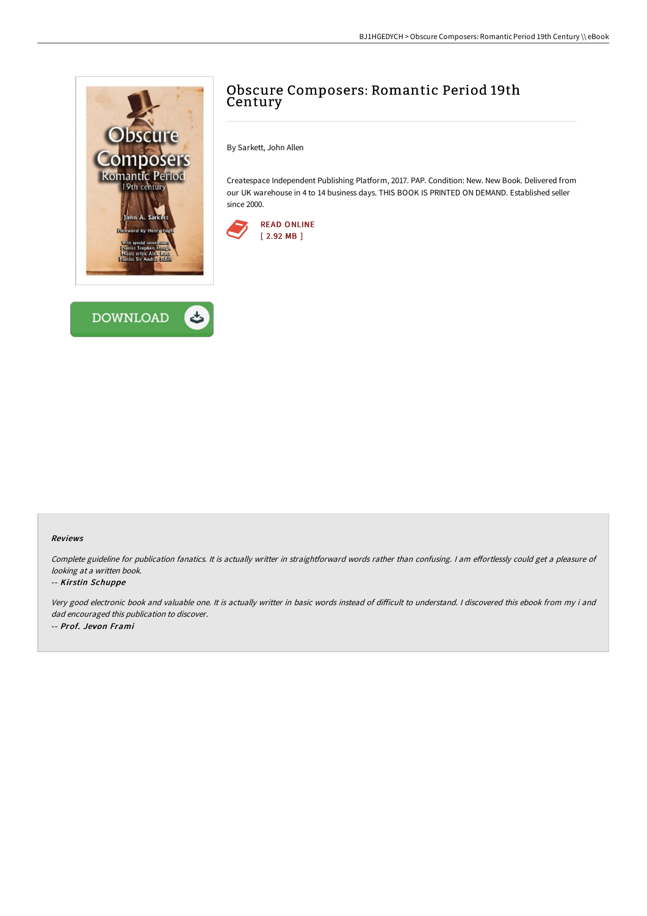# Obscure Composers: Romantic Period 19th Century

By Sarkett, John Allen

Createspace Independent Publishing Platform, 2017. PAP. Condition: New. New Book. Delivered from our UK warehouse in 4 to 14 business days. THIS BOOK IS PRINTED ON DEMAND. Established seller since 2000.

READ ONLINE
[ 2.92 MB ]

DOWNLOAD

### Reviews

*Complete guideline for publication fanatics. It is actually writter in straightforward words rather than confusing. I am effortlessly could get a pleasure of looking at a written book.*

-- ***Kirstin Schuppe***

*Very good electronic book and valuable one. It is actually writter in basic words instead of difficult to understand. I discovered this ebook from my i and dad encouraged this publication to discover.*

-- ***Prof. Jevon Frami***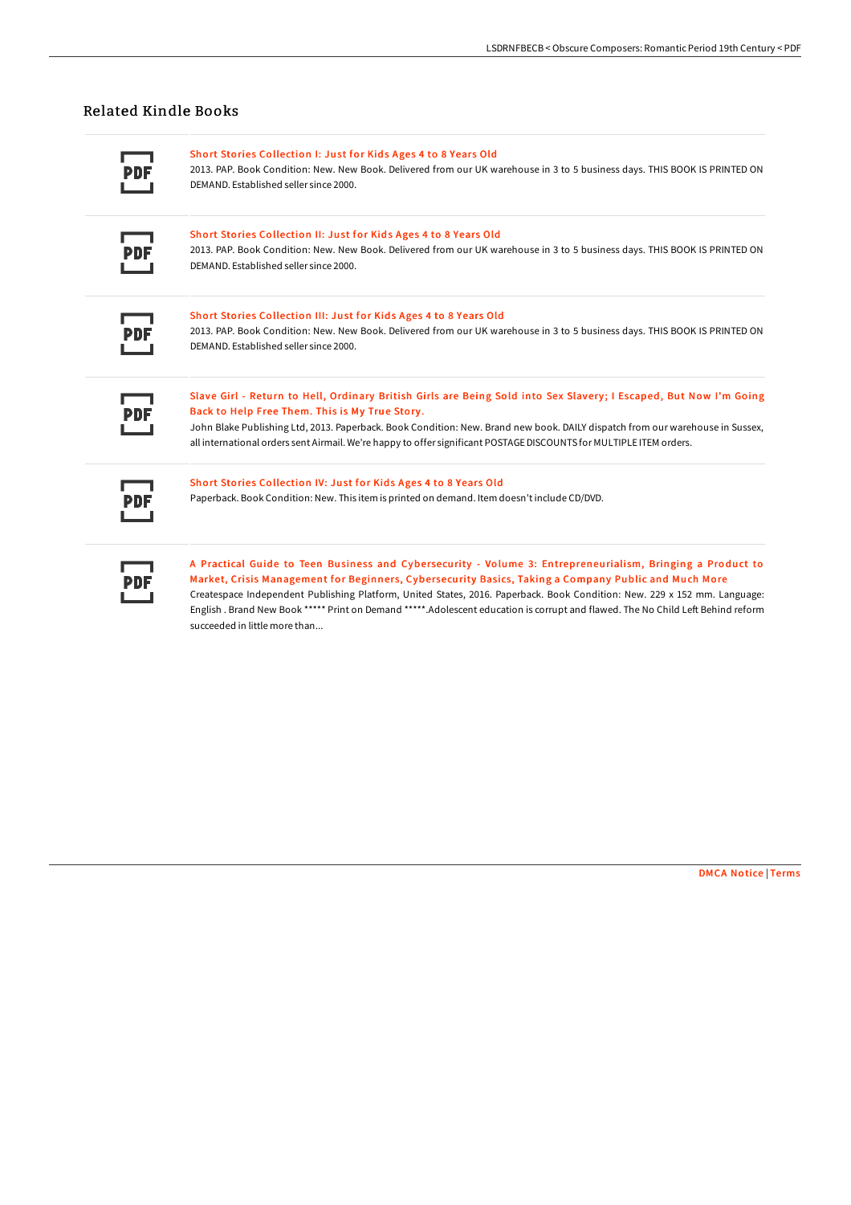## Related Kindle Books

**Short Stories Collection I: Just for Kids Ages 4 to 8 Years Old**

2013. PAP. Book Condition: New. New Book. Delivered from our UK warehouse in 3 to 5 business days. THIS BOOK IS PRINTED ON DEMAND. Established seller since 2000.

**Short Stories Collection II: Just for Kids Ages 4 to 8 Years Old**

2013. PAP. Book Condition: New. New Book. Delivered from our UK warehouse in 3 to 5 business days. THIS BOOK IS PRINTED ON DEMAND. Established seller since 2000.

**Short Stories Collection III: Just for Kids Ages 4 to 8 Years Old**

2013. PAP. Book Condition: New. New Book. Delivered from our UK warehouse in 3 to 5 business days. THIS BOOK IS PRINTED ON DEMAND. Established seller since 2000.

**Slave Girl - Return to Hell, Ordinary British Girls are Being Sold into Sex Slavery; I Escaped, But Now I'm Going Back to Help Free Them. This is My True Story.**

John Blake Publishing Ltd, 2013. Paperback. Book Condition: New. Brand new book. DAILY dispatch from our warehouse in Sussex, all international orders sent Airmail. We're happy to offer significant POSTAGE DISCOUNTS for MULTIPLE ITEM orders.

**Short Stories Collection IV: Just for Kids Ages 4 to 8 Years Old**

Paperback. Book Condition: New. This item is printed on demand. Item doesn't include CD/DVD.

**A Practical Guide to Teen Business and Cybersecurity - Volume 3: Entrepreneurialism, Bringing a Product to Market, Crisis Management for Beginners, Cybersecurity Basics, Taking a Company Public and Much More**

Createspace Independent Publishing Platform, United States, 2016. Paperback. Book Condition: New. 229 x 152 mm. Language: English . Brand New Book ***** Print on Demand *****.Adolescent education is corrupt and flawed. The No Child Left Behind reform succeeded in little more than...